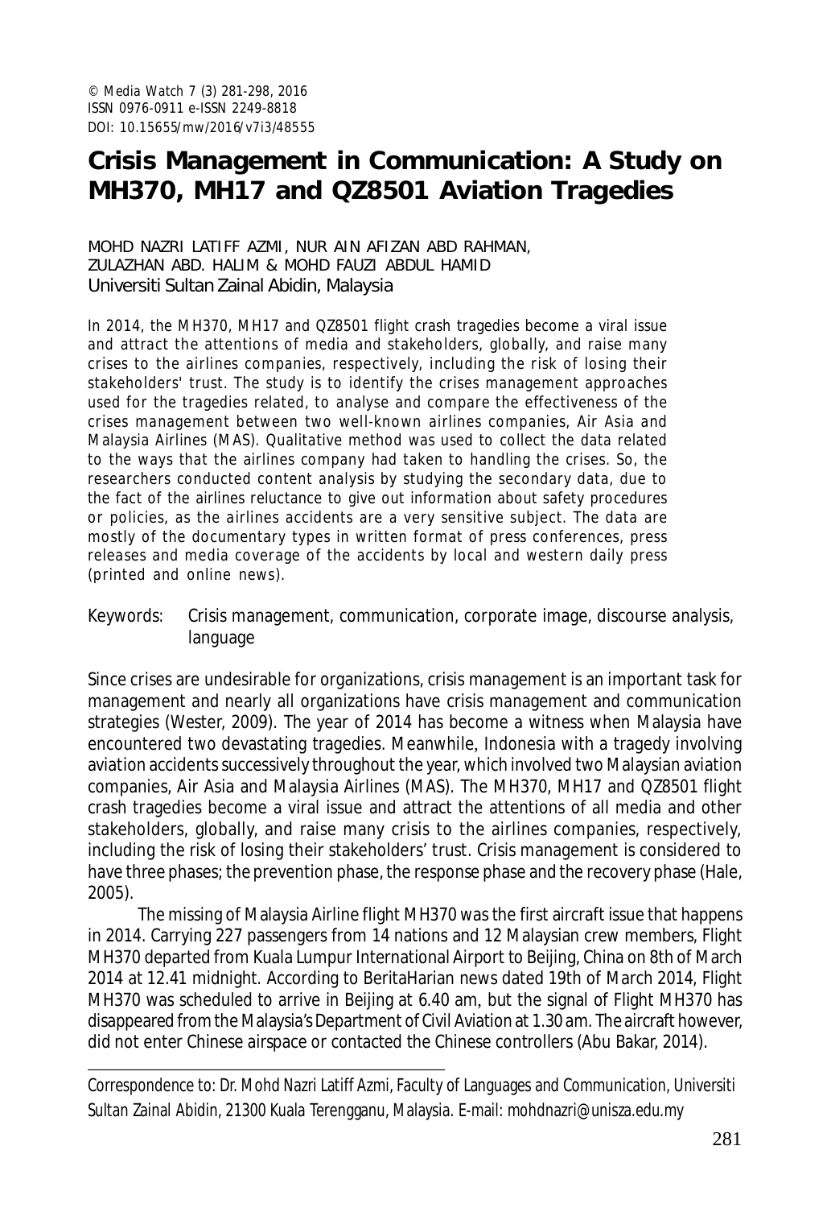© Media Watch 7 (3) 281-298, 2016
ISSN 0976-0911 e-ISSN 2249-8818
DOI: 10.15655/mw/2016/v7i3/48555

# Crisis Management in Communication: A Study on MH370, MH17 and QZ8501 Aviation Tragedies

MOHD NAZRI LATIFF AZMI, NUR AIN AFIZAN ABD RAHMAN,
ZULAZHAN ABD. HALIM & MOHD FAUZI ABDUL HAMID
Universiti Sultan Zainal Abidin, Malaysia

In 2014, the MH370, MH17 and QZ8501 flight crash tragedies become a viral issue and attract the attentions of media and stakeholders, globally, and raise many crises to the airlines companies, respectively, including the risk of losing their stakeholders' trust. The study is to identify the crises management approaches used for the tragedies related, to analyse and compare the effectiveness of the crises management between two well-known airlines companies, Air Asia and Malaysia Airlines (MAS). Qualitative method was used to collect the data related to the ways that the airlines company had taken to handling the crises. So, the researchers conducted content analysis by studying the secondary data, due to the fact of the airlines reluctance to give out information about safety procedures or policies, as the airlines accidents are a very sensitive subject. The data are mostly of the documentary types in written format of press conferences, press releases and media coverage of the accidents by local and western daily press (printed and online news).

Keywords: Crisis management, communication, corporate image, discourse analysis, language

Since crises are undesirable for organizations, crisis management is an important task for management and nearly all organizations have crisis management and communication strategies (Wester, 2009). The year of 2014 has become a witness when Malaysia have encountered two devastating tragedies. Meanwhile, Indonesia with a tragedy involving aviation accidents successively throughout the year, which involved two Malaysian aviation companies, Air Asia and Malaysia Airlines (MAS). The MH370, MH17 and QZ8501 flight crash tragedies become a viral issue and attract the attentions of all media and other stakeholders, globally, and raise many crisis to the airlines companies, respectively, including the risk of losing their stakeholders' trust. Crisis management is considered to have three phases; the prevention phase, the response phase and the recovery phase (Hale, 2005).

The missing of Malaysia Airline flight MH370 was the first aircraft issue that happens in 2014. Carrying 227 passengers from 14 nations and 12 Malaysian crew members, Flight MH370 departed from Kuala Lumpur International Airport to Beijing, China on 8th of March 2014 at 12.41 midnight. According to BeritaHarian news dated 19th of March 2014, Flight MH370 was scheduled to arrive in Beijing at 6.40 am, but the signal of Flight MH370 has disappeared from the Malaysia's Department of Civil Aviation at 1.30 am. The aircraft however, did not enter Chinese airspace or contacted the Chinese controllers (Abu Bakar, 2014).

---

Correspondence to: Dr. Mohd Nazri Latiff Azmi, Faculty of Languages and Communication, Universiti Sultan Zainal Abidin, 21300 Kuala Terengganu, Malaysia. E-mail: mohdnazri@unisza.edu.my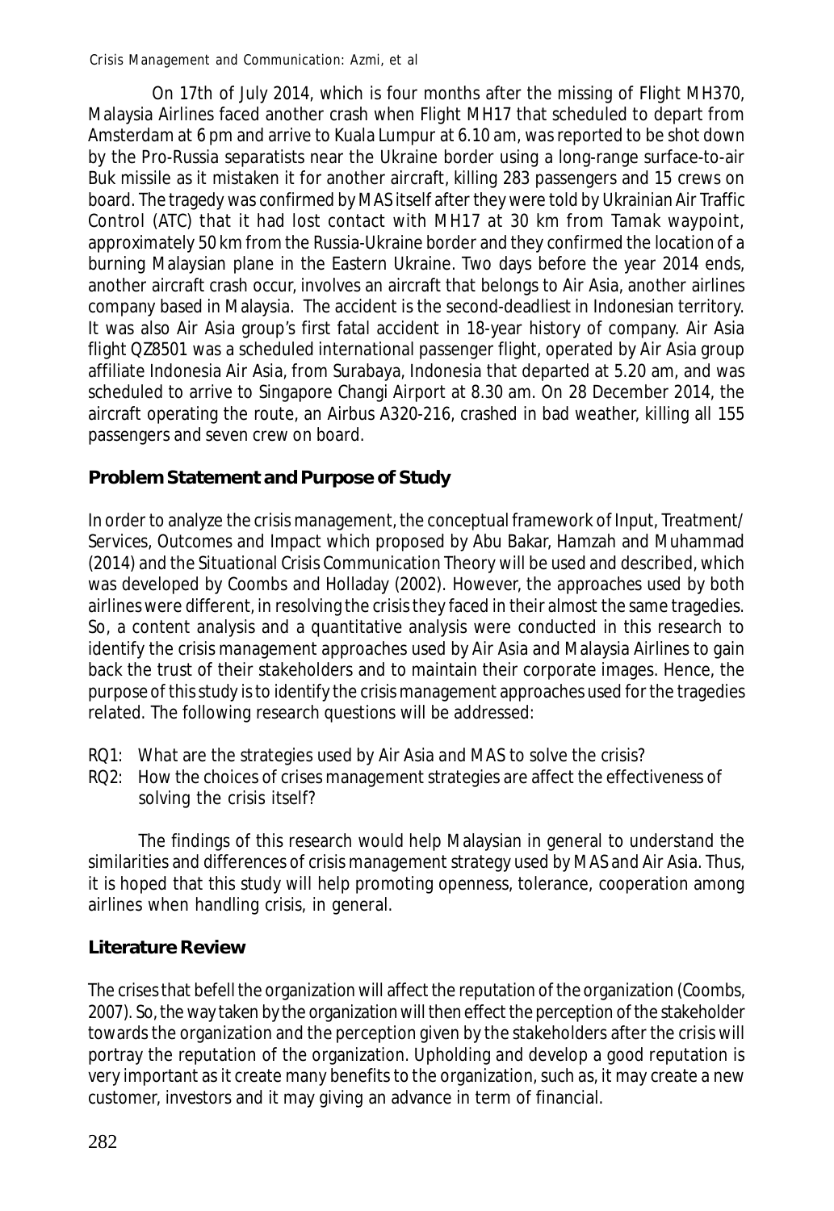On 17th of July 2014, which is four months after the missing of Flight MH370, Malaysia Airlines faced another crash when Flight MH17 that scheduled to depart from Amsterdam at 6 pm and arrive to Kuala Lumpur at 6.10 am, was reported to be shot down by the Pro-Russia separatists near the Ukraine border using a long-range surface-to-air Buk missile as it mistaken it for another aircraft, killing 283 passengers and 15 crews on board. The tragedy was confirmed by MAS itself after they were told by Ukrainian Air Traffic Control (ATC) that it had lost contact with MH17 at 30 km from Tamak waypoint, approximately 50 km from the Russia-Ukraine border and they confirmed the location of a burning Malaysian plane in the Eastern Ukraine. Two days before the year 2014 ends, another aircraft crash occur, involves an aircraft that belongs to Air Asia, another airlines company based in Malaysia. The accident is the second-deadliest in Indonesian territory. It was also Air Asia group's first fatal accident in 18-year history of company. Air Asia flight QZ8501 was a scheduled international passenger flight, operated by Air Asia group affiliate Indonesia Air Asia, from Surabaya, Indonesia that departed at 5.20 am, and was scheduled to arrive to Singapore Changi Airport at 8.30 am. On 28 December 2014, the aircraft operating the route, an Airbus A320-216, crashed in bad weather, killing all 155 passengers and seven crew on board.

## Problem Statement and Purpose of Study

In order to analyze the crisis management, the conceptual framework of Input, Treatment/ Services, Outcomes and Impact which proposed by Abu Bakar, Hamzah and Muhammad (2014) and the Situational Crisis Communication Theory will be used and described, which was developed by Coombs and Holladay (2002). However, the approaches used by both airlines were different, in resolving the crisis they faced in their almost the same tragedies. So, a content analysis and a quantitative analysis were conducted in this research to identify the crisis management approaches used by Air Asia and Malaysia Airlines to gain back the trust of their stakeholders and to maintain their corporate images. Hence, the purpose of this study is to identify the crisis management approaches used for the tragedies related. The following research questions will be addressed:

RQ1: What are the strategies used by Air Asia and MAS to solve the crisis?
RQ2: How the choices of crises management strategies are affect the effectiveness of solving the crisis itself?

The findings of this research would help Malaysian in general to understand the similarities and differences of crisis management strategy used by MAS and Air Asia. Thus, it is hoped that this study will help promoting openness, tolerance, cooperation among airlines when handling crisis, in general.

## Literature Review

The crises that befell the organization will affect the reputation of the organization (Coombs, 2007). So, the way taken by the organization will then effect the perception of the stakeholder towards the organization and the perception given by the stakeholders after the crisis will portray the reputation of the organization. Upholding and develop a good reputation is very important as it create many benefits to the organization, such as, it may create a new customer, investors and it may giving an advance in term of financial.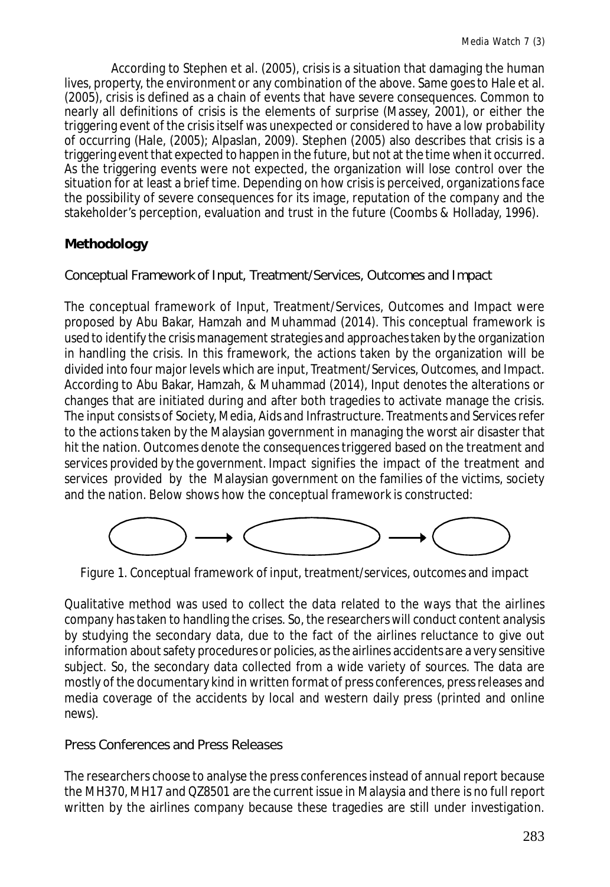According to Stephen et al. (2005), crisis is a situation that damaging the human lives, property, the environment or any combination of the above. Same goes to Hale et al. (2005), crisis is defined as a chain of events that have severe consequences. Common to nearly all definitions of crisis is the elements of surprise (Massey, 2001), or either the triggering event of the crisis itself was unexpected or considered to have a low probability of occurring (Hale, (2005); Alpaslan, 2009). Stephen (2005) also describes that crisis is a triggering event that expected to happen in the future, but not at the time when it occurred. As the triggering events were not expected, the organization will lose control over the situation for at least a brief time. Depending on how crisis is perceived, organizations face the possibility of severe consequences for its image, reputation of the company and the stakeholder's perception, evaluation and trust in the future (Coombs & Holladay, 1996).

## Methodology

### Conceptual Framework of Input, Treatment/Services, Outcomes and Impact

The conceptual framework of Input, Treatment/Services, Outcomes and Impact were proposed by Abu Bakar, Hamzah and Muhammad (2014). This conceptual framework is used to identify the crisis management strategies and approaches taken by the organization in handling the crisis. In this framework, the actions taken by the organization will be divided into four major levels which are input, Treatment/Services, Outcomes, and Impact. According to Abu Bakar, Hamzah, & Muhammad (2014), Input denotes the alterations or changes that are initiated during and after both tragedies to activate manage the crisis. The input consists of Society, Media, Aids and Infrastructure. Treatments and Services refer to the actions taken by the Malaysian government in managing the worst air disaster that hit the nation. Outcomes denote the consequences triggered based on the treatment and services provided by the government. Impact signifies the impact of the treatment and services provided by the Malaysian government on the families of the victims, society and the nation. Below shows how the conceptual framework is constructed:

Figure 1. Conceptual framework of input, treatment/services, outcomes and impact

Qualitative method was used to collect the data related to the ways that the airlines company has taken to handling the crises. So, the researchers will conduct content analysis by studying the secondary data, due to the fact of the airlines reluctance to give out information about safety procedures or policies, as the airlines accidents are a very sensitive subject. So, the secondary data collected from a wide variety of sources. The data are mostly of the documentary kind in written format of press conferences, press releases and media coverage of the accidents by local and western daily press (printed and online news).

### Press Conferences and Press Releases

The researchers choose to analyse the press conferences instead of annual report because the MH370, MH17 and QZ8501 are the current issue in Malaysia and there is no full report written by the airlines company because these tragedies are still under investigation.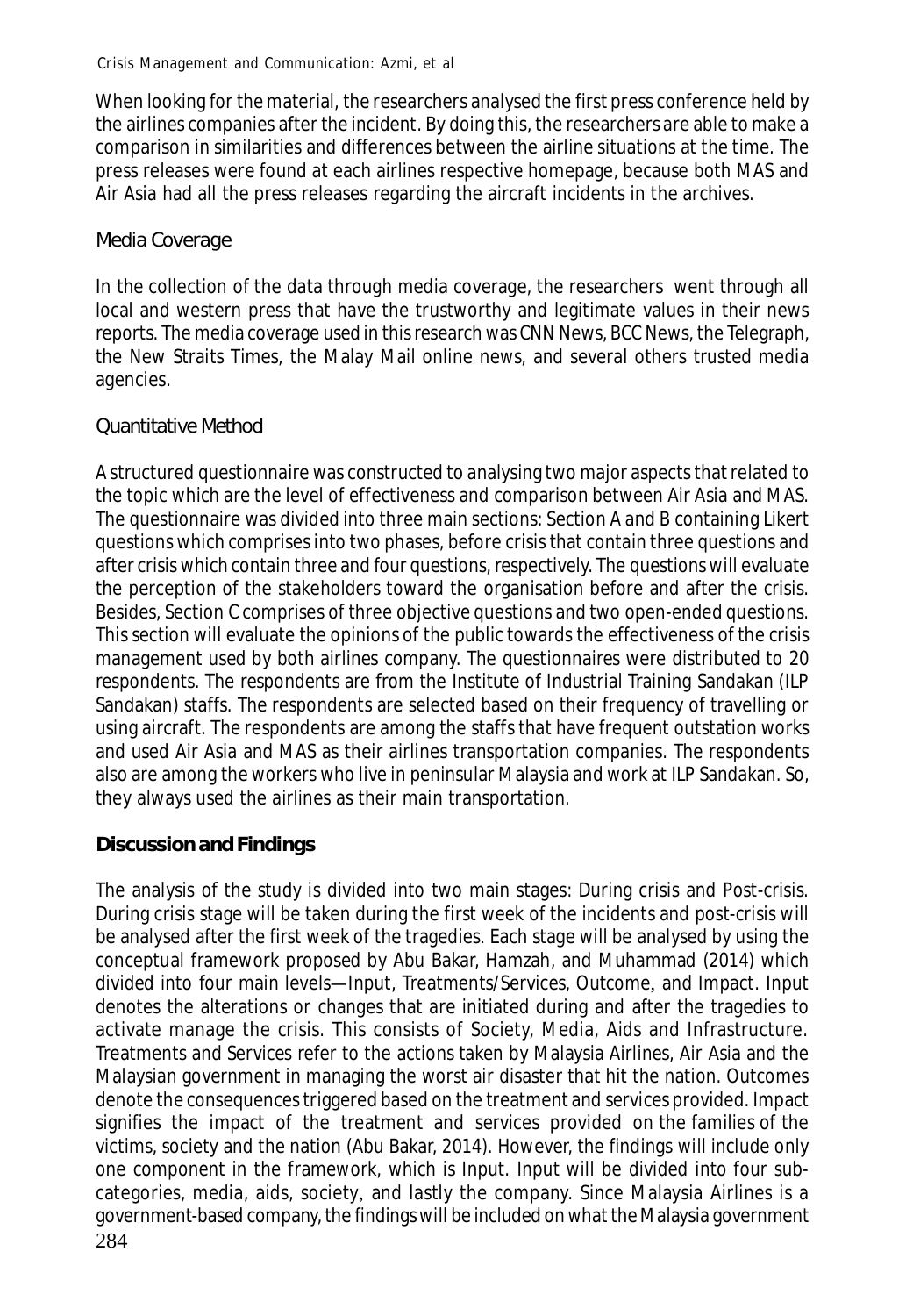When looking for the material, the researchers analysed the first press conference held by the airlines companies after the incident. By doing this, the researchers are able to make a comparison in similarities and differences between the airline situations at the time. The press releases were found at each airlines respective homepage, because both MAS and Air Asia had all the press releases regarding the aircraft incidents in the archives.

### Media Coverage

In the collection of the data through media coverage, the researchers went through all local and western press that have the trustworthy and legitimate values in their news reports. The media coverage used in this research was CNN News, BCC News, the Telegraph, the New Straits Times, the Malay Mail online news, and several others trusted media agencies.

### Quantitative Method

A structured questionnaire was constructed to analysing two major aspects that related to the topic which are the level of effectiveness and comparison between Air Asia and MAS. The questionnaire was divided into three main sections: Section A and B containing Likert questions which comprises into two phases, before crisis that contain three questions and after crisis which contain three and four questions, respectively. The questions will evaluate the perception of the stakeholders toward the organisation before and after the crisis. Besides, Section C comprises of three objective questions and two open-ended questions. This section will evaluate the opinions of the public towards the effectiveness of the crisis management used by both airlines company. The questionnaires were distributed to 20 respondents. The respondents are from the Institute of Industrial Training Sandakan (ILP Sandakan) staffs. The respondents are selected based on their frequency of travelling or using aircraft. The respondents are among the staffs that have frequent outstation works and used Air Asia and MAS as their airlines transportation companies. The respondents also are among the workers who live in peninsular Malaysia and work at ILP Sandakan. So, they always used the airlines as their main transportation.

## Discussion and Findings

The analysis of the study is divided into two main stages: During crisis and Post-crisis. During crisis stage will be taken during the first week of the incidents and post-crisis will be analysed after the first week of the tragedies. Each stage will be analysed by using the conceptual framework proposed by Abu Bakar, Hamzah, and Muhammad (2014) which divided into four main levels—Input, Treatments/Services, Outcome, and Impact. Input denotes the alterations or changes that are initiated during and after the tragedies to activate manage the crisis. This consists of Society, Media, Aids and Infrastructure. Treatments and Services refer to the actions taken by Malaysia Airlines, Air Asia and the Malaysian government in managing the worst air disaster that hit the nation. Outcomes denote the consequences triggered based on the treatment and services provided. Impact signifies the impact of the treatment and services provided on the families of the victims, society and the nation (Abu Bakar, 2014). However, the findings will include only one component in the framework, which is Input. Input will be divided into four sub-categories, media, aids, society, and lastly the company. Since Malaysia Airlines is a government-based company, the findings will be included on what the Malaysia government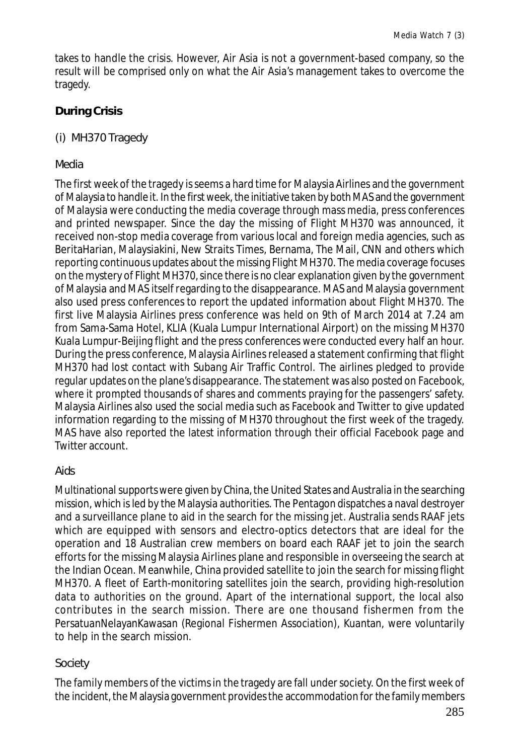takes to handle the crisis. However, Air Asia is not a government-based company, so the result will be comprised only on what the Air Asia's management takes to overcome the tragedy.

## During Crisis

### (i) MH370 Tragedy

#### Media

The first week of the tragedy is seems a hard time for Malaysia Airlines and the government of Malaysia to handle it. In the first week, the initiative taken by both MAS and the government of Malaysia were conducting the media coverage through mass media, press conferences and printed newspaper. Since the day the missing of Flight MH370 was announced, it received non-stop media coverage from various local and foreign media agencies, such as BeritaHarian, Malaysiakini, New Straits Times, Bernama, The Mail, CNN and others which reporting continuous updates about the missing Flight MH370. The media coverage focuses on the mystery of Flight MH370, since there is no clear explanation given by the government of Malaysia and MAS itself regarding to the disappearance. MAS and Malaysia government also used press conferences to report the updated information about Flight MH370. The first live Malaysia Airlines press conference was held on 9th of March 2014 at 7.24 am from Sama-Sama Hotel, KLIA (Kuala Lumpur International Airport) on the missing MH370 Kuala Lumpur-Beijing flight and the press conferences were conducted every half an hour. During the press conference, Malaysia Airlines released a statement confirming that flight MH370 had lost contact with Subang Air Traffic Control. The airlines pledged to provide regular updates on the plane's disappearance. The statement was also posted on Facebook, where it prompted thousands of shares and comments praying for the passengers' safety. Malaysia Airlines also used the social media such as Facebook and Twitter to give updated information regarding to the missing of MH370 throughout the first week of the tragedy. MAS have also reported the latest information through their official Facebook page and Twitter account.

#### Aids

Multinational supports were given by China, the United States and Australia in the searching mission, which is led by the Malaysia authorities. The Pentagon dispatches a naval destroyer and a surveillance plane to aid in the search for the missing jet. Australia sends RAAF jets which are equipped with sensors and electro-optics detectors that are ideal for the operation and 18 Australian crew members on board each RAAF jet to join the search efforts for the missing Malaysia Airlines plane and responsible in overseeing the search at the Indian Ocean. Meanwhile, China provided satellite to join the search for missing flight MH370. A fleet of Earth-monitoring satellites join the search, providing high-resolution data to authorities on the ground. Apart of the international support, the local also contributes in the search mission. There are one thousand fishermen from the PersatuanNelayanKawasan (Regional Fishermen Association), Kuantan, were voluntarily to help in the search mission.

#### Society

The family members of the victims in the tragedy are fall under society. On the first week of the incident, the Malaysia government provides the accommodation for the family members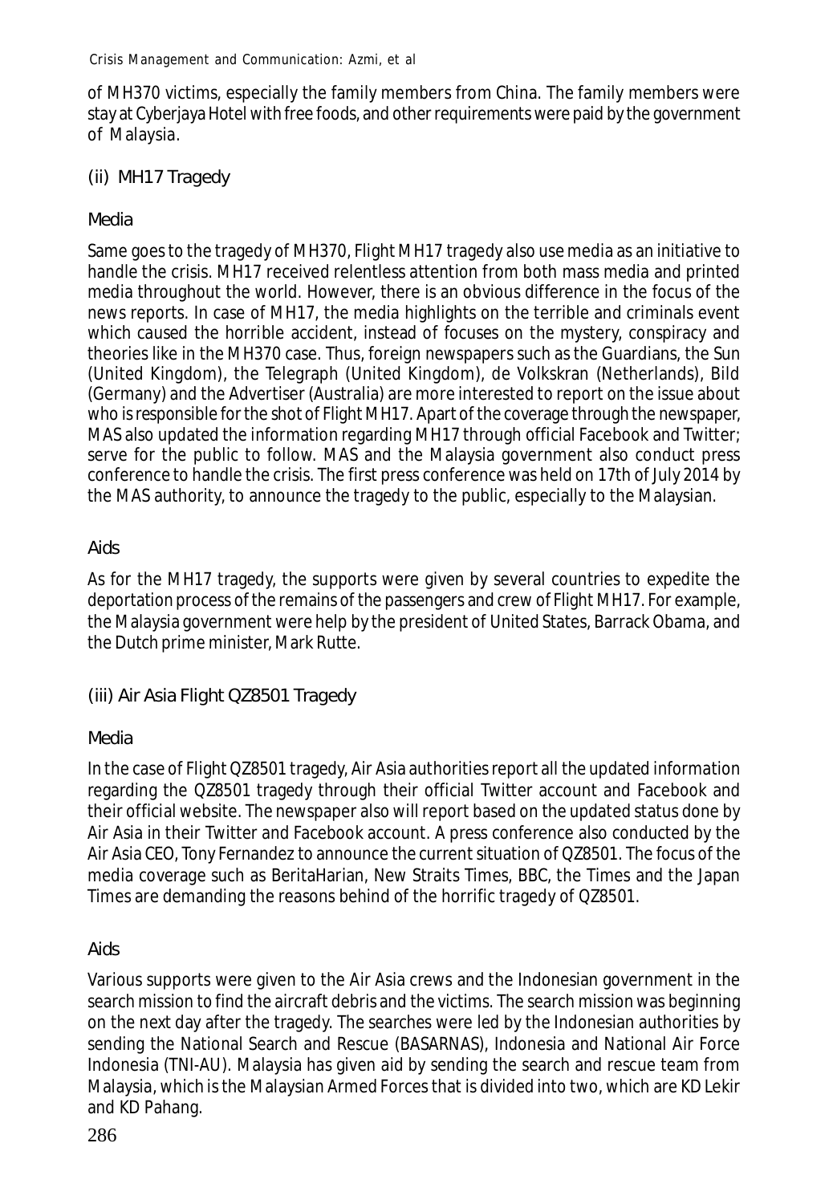of MH370 victims, especially the family members from China. The family members were stay at Cyberjaya Hotel with free foods, and other requirements were paid by the government of Malaysia.

### (ii) MH17 Tragedy

#### Media

Same goes to the tragedy of MH370, Flight MH17 tragedy also use media as an initiative to handle the crisis. MH17 received relentless attention from both mass media and printed media throughout the world. However, there is an obvious difference in the focus of the news reports. In case of MH17, the media highlights on the terrible and criminals event which caused the horrible accident, instead of focuses on the mystery, conspiracy and theories like in the MH370 case. Thus, foreign newspapers such as the Guardians, the Sun (United Kingdom), the Telegraph (United Kingdom), de Volkskran (Netherlands), Bild (Germany) and the Advertiser (Australia) are more interested to report on the issue about who is responsible for the shot of Flight MH17. Apart of the coverage through the newspaper, MAS also updated the information regarding MH17 through official Facebook and Twitter; serve for the public to follow. MAS and the Malaysia government also conduct press conference to handle the crisis. The first press conference was held on 17th of July 2014 by the MAS authority, to announce the tragedy to the public, especially to the Malaysian.

#### Aids

As for the MH17 tragedy, the supports were given by several countries to expedite the deportation process of the remains of the passengers and crew of Flight MH17. For example, the Malaysia government were help by the president of United States, Barrack Obama, and the Dutch prime minister, Mark Rutte.

### (iii) Air Asia Flight QZ8501 Tragedy

#### Media

In the case of Flight QZ8501 tragedy, Air Asia authorities report all the updated information regarding the QZ8501 tragedy through their official Twitter account and Facebook and their official website. The newspaper also will report based on the updated status done by Air Asia in their Twitter and Facebook account. A press conference also conducted by the Air Asia CEO, Tony Fernandez to announce the current situation of QZ8501. The focus of the media coverage such as BeritaHarian, New Straits Times, BBC, the Times and the Japan Times are demanding the reasons behind of the horrific tragedy of QZ8501.

#### Aids

Various supports were given to the Air Asia crews and the Indonesian government in the search mission to find the aircraft debris and the victims. The search mission was beginning on the next day after the tragedy. The searches were led by the Indonesian authorities by sending the National Search and Rescue (BASARNAS), Indonesia and National Air Force Indonesia (TNI-AU). Malaysia has given aid by sending the search and rescue team from Malaysia, which is the Malaysian Armed Forces that is divided into two, which are KD Lekir and KD Pahang.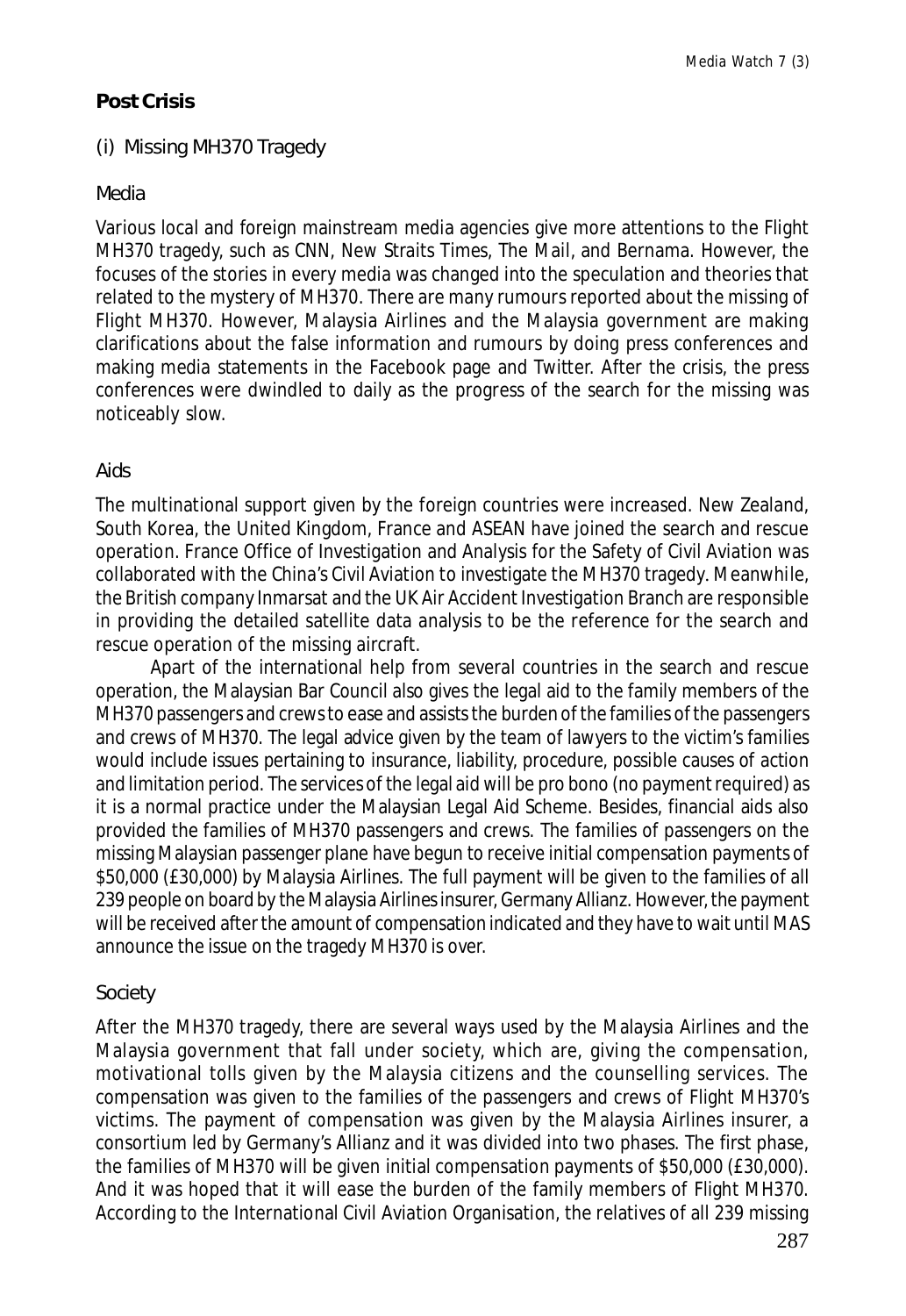## Post Crisis

### (i) Missing MH370 Tragedy

#### Media

Various local and foreign mainstream media agencies give more attentions to the Flight MH370 tragedy, such as CNN, New Straits Times, The Mail, and Bernama. However, the focuses of the stories in every media was changed into the speculation and theories that related to the mystery of MH370. There are many rumours reported about the missing of Flight MH370. However, Malaysia Airlines and the Malaysia government are making clarifications about the false information and rumours by doing press conferences and making media statements in the Facebook page and Twitter. After the crisis, the press conferences were dwindled to daily as the progress of the search for the missing was noticeably slow.

#### Aids

The multinational support given by the foreign countries were increased. New Zealand, South Korea, the United Kingdom, France and ASEAN have joined the search and rescue operation. France Office of Investigation and Analysis for the Safety of Civil Aviation was collaborated with the China's Civil Aviation to investigate the MH370 tragedy. Meanwhile, the British company Inmarsat and the UK Air Accident Investigation Branch are responsible in providing the detailed satellite data analysis to be the reference for the search and rescue operation of the missing aircraft.

Apart of the international help from several countries in the search and rescue operation, the Malaysian Bar Council also gives the legal aid to the family members of the MH370 passengers and crews to ease and assists the burden of the families of the passengers and crews of MH370. The legal advice given by the team of lawyers to the victim's families would include issues pertaining to insurance, liability, procedure, possible causes of action and limitation period. The services of the legal aid will be pro bono (no payment required) as it is a normal practice under the Malaysian Legal Aid Scheme. Besides, financial aids also provided the families of MH370 passengers and crews. The families of passengers on the missing Malaysian passenger plane have begun to receive initial compensation payments of $50,000 (£30,000) by Malaysia Airlines. The full payment will be given to the families of all 239 people on board by the Malaysia Airlines insurer, Germany Allianz. However, the payment will be received after the amount of compensation indicated and they have to wait until MAS announce the issue on the tragedy MH370 is over.

#### Society

After the MH370 tragedy, there are several ways used by the Malaysia Airlines and the Malaysia government that fall under society, which are, giving the compensation, motivational tolls given by the Malaysia citizens and the counselling services. The compensation was given to the families of the passengers and crews of Flight MH370's victims. The payment of compensation was given by the Malaysia Airlines insurer, a consortium led by Germany's Allianz and it was divided into two phases. The first phase, the families of MH370 will be given initial compensation payments of $50,000 (£30,000). And it was hoped that it will ease the burden of the family members of Flight MH370. According to the International Civil Aviation Organisation, the relatives of all 239 missing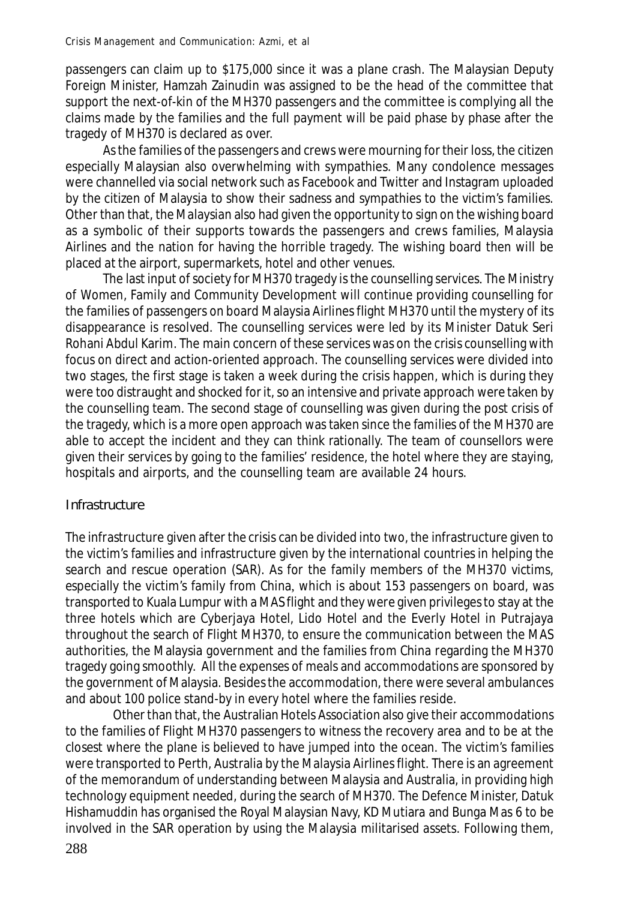passengers can claim up to $175,000 since it was a plane crash. The Malaysian Deputy Foreign Minister, Hamzah Zainudin was assigned to be the head of the committee that support the next-of-kin of the MH370 passengers and the committee is complying all the claims made by the families and the full payment will be paid phase by phase after the tragedy of MH370 is declared as over.

As the families of the passengers and crews were mourning for their loss, the citizen especially Malaysian also overwhelming with sympathies. Many condolence messages were channelled via social network such as Facebook and Twitter and Instagram uploaded by the citizen of Malaysia to show their sadness and sympathies to the victim's families. Other than that, the Malaysian also had given the opportunity to sign on the wishing board as a symbolic of their supports towards the passengers and crews families, Malaysia Airlines and the nation for having the horrible tragedy. The wishing board then will be placed at the airport, supermarkets, hotel and other venues.

The last input of society for MH370 tragedy is the counselling services. The Ministry of Women, Family and Community Development will continue providing counselling for the families of passengers on board Malaysia Airlines flight MH370 until the mystery of its disappearance is resolved. The counselling services were led by its Minister Datuk Seri Rohani Abdul Karim. The main concern of these services was on the crisis counselling with focus on direct and action-oriented approach. The counselling services were divided into two stages, the first stage is taken a week during the crisis happen, which is during they were too distraught and shocked for it, so an intensive and private approach were taken by the counselling team. The second stage of counselling was given during the post crisis of the tragedy, which is a more open approach was taken since the families of the MH370 are able to accept the incident and they can think rationally. The team of counsellors were given their services by going to the families' residence, the hotel where they are staying, hospitals and airports, and the counselling team are available 24 hours.

## Infrastructure

The infrastructure given after the crisis can be divided into two, the infrastructure given to the victim's families and infrastructure given by the international countries in helping the search and rescue operation (SAR). As for the family members of the MH370 victims, especially the victim's family from China, which is about 153 passengers on board, was transported to Kuala Lumpur with a MAS flight and they were given privileges to stay at the three hotels which are Cyberjaya Hotel, Lido Hotel and the Everly Hotel in Putrajaya throughout the search of Flight MH370, to ensure the communication between the MAS authorities, the Malaysia government and the families from China regarding the MH370 tragedy going smoothly. All the expenses of meals and accommodations are sponsored by the government of Malaysia. Besides the accommodation, there were several ambulances and about 100 police stand-by in every hotel where the families reside.

Other than that, the Australian Hotels Association also give their accommodations to the families of Flight MH370 passengers to witness the recovery area and to be at the closest where the plane is believed to have jumped into the ocean. The victim's families were transported to Perth, Australia by the Malaysia Airlines flight. There is an agreement of the memorandum of understanding between Malaysia and Australia, in providing high technology equipment needed, during the search of MH370. The Defence Minister, Datuk Hishamuddin has organised the Royal Malaysian Navy, KD Mutiara and Bunga Mas 6 to be involved in the SAR operation by using the Malaysia militarised assets. Following them,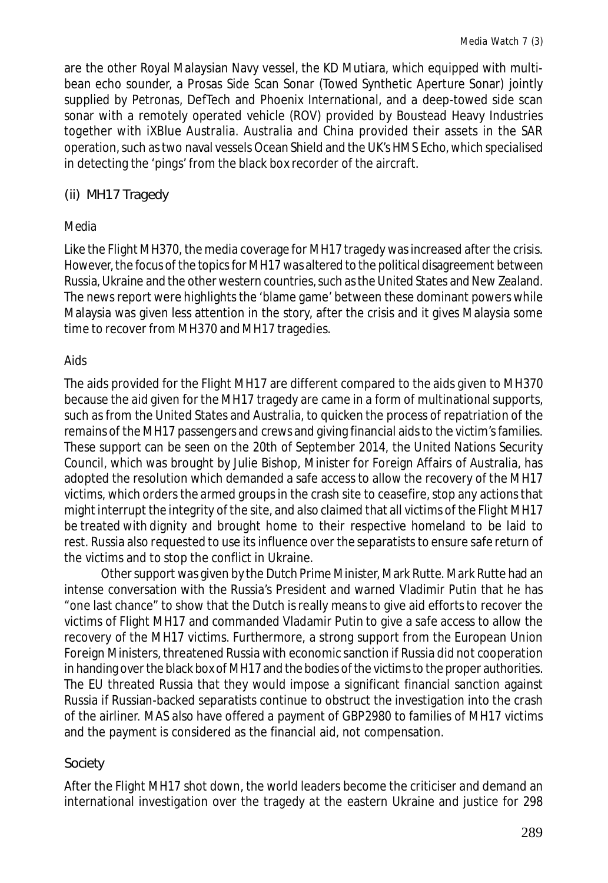are the other Royal Malaysian Navy vessel, the KD Mutiara, which equipped with multi-bean echo sounder, a Prosas Side Scan Sonar (Towed Synthetic Aperture Sonar) jointly supplied by Petronas, DefTech and Phoenix International, and a deep-towed side scan sonar with a remotely operated vehicle (ROV) provided by Boustead Heavy Industries together with iXBlue Australia. Australia and China provided their assets in the SAR operation, such as two naval vessels Ocean Shield and the UK's HMS Echo, which specialised in detecting the 'pings' from the black box recorder of the aircraft.

### (ii) MH17 Tragedy

#### Media

Like the Flight MH370, the media coverage for MH17 tragedy was increased after the crisis. However, the focus of the topics for MH17 was altered to the political disagreement between Russia, Ukraine and the other western countries, such as the United States and New Zealand. The news report were highlights the 'blame game' between these dominant powers while Malaysia was given less attention in the story, after the crisis and it gives Malaysia some time to recover from MH370 and MH17 tragedies.

#### Aids

The aids provided for the Flight MH17 are different compared to the aids given to MH370 because the aid given for the MH17 tragedy are came in a form of multinational supports, such as from the United States and Australia, to quicken the process of repatriation of the remains of the MH17 passengers and crews and giving financial aids to the victim's families. These support can be seen on the 20th of September 2014, the United Nations Security Council, which was brought by Julie Bishop, Minister for Foreign Affairs of Australia, has adopted the resolution which demanded a safe access to allow the recovery of the MH17 victims, which orders the armed groups in the crash site to ceasefire, stop any actions that might interrupt the integrity of the site, and also claimed that all victims of the Flight MH17 be treated with dignity and brought home to their respective homeland to be laid to rest. Russia also requested to use its influence over the separatists to ensure safe return of the victims and to stop the conflict in Ukraine.

Other support was given by the Dutch Prime Minister, Mark Rutte. Mark Rutte had an intense conversation with the Russia's President and warned Vladimir Putin that he has "one last chance" to show that the Dutch is really means to give aid efforts to recover the victims of Flight MH17 and commanded Vladamir Putin to give a safe access to allow the recovery of the MH17 victims. Furthermore, a strong support from the European Union Foreign Ministers, threatened Russia with economic sanction if Russia did not cooperation in handing over the black box of MH17 and the bodies of the victims to the proper authorities. The EU threated Russia that they would impose a significant financial sanction against Russia if Russian-backed separatists continue to obstruct the investigation into the crash of the airliner. MAS also have offered a payment of GBP2980 to families of MH17 victims and the payment is considered as the financial aid, not compensation.

#### Society

After the Flight MH17 shot down, the world leaders become the criticiser and demand an international investigation over the tragedy at the eastern Ukraine and justice for 298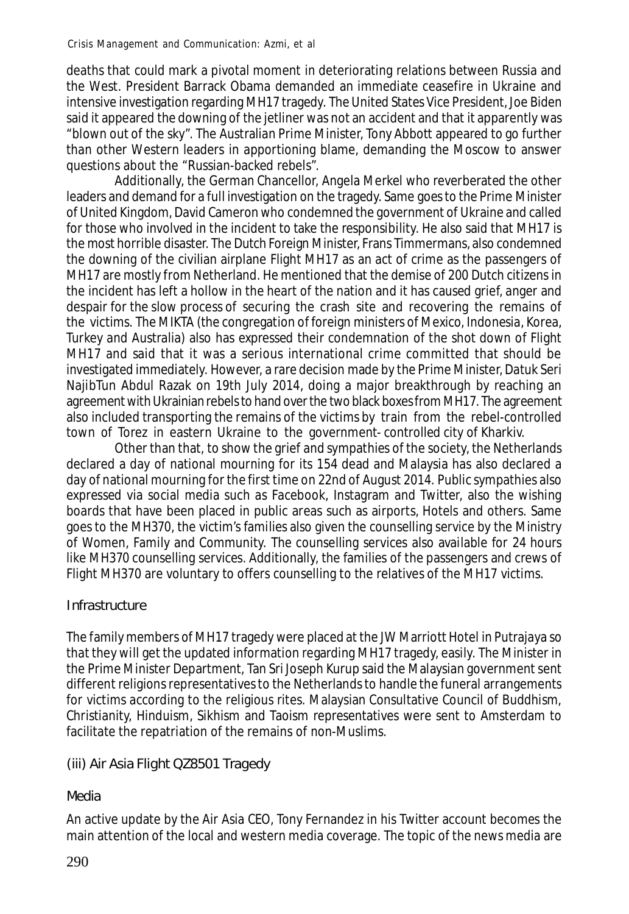deaths that could mark a pivotal moment in deteriorating relations between Russia and the West. President Barrack Obama demanded an immediate ceasefire in Ukraine and intensive investigation regarding MH17 tragedy. The United States Vice President, Joe Biden said it appeared the downing of the jetliner was not an accident and that it apparently was "blown out of the sky". The Australian Prime Minister, Tony Abbott appeared to go further than other Western leaders in apportioning blame, demanding the Moscow to answer questions about the "Russian-backed rebels".

Additionally, the German Chancellor, Angela Merkel who reverberated the other leaders and demand for a full investigation on the tragedy. Same goes to the Prime Minister of United Kingdom, David Cameron who condemned the government of Ukraine and called for those who involved in the incident to take the responsibility. He also said that MH17 is the most horrible disaster. The Dutch Foreign Minister, Frans Timmermans, also condemned the downing of the civilian airplane Flight MH17 as an act of crime as the passengers of MH17 are mostly from Netherland. He mentioned that the demise of 200 Dutch citizens in the incident has left a hollow in the heart of the nation and it has caused grief, anger and despair for the slow process of securing the crash site and recovering the remains of the victims. The MIKTA (the congregation of foreign ministers of Mexico, Indonesia, Korea, Turkey and Australia) also has expressed their condemnation of the shot down of Flight MH17 and said that it was a serious international crime committed that should be investigated immediately. However, a rare decision made by the Prime Minister, Datuk Seri NajibTun Abdul Razak on 19th July 2014, doing a major breakthrough by reaching an agreement with Ukrainian rebels to hand over the two black boxes from MH17. The agreement also included transporting the remains of the victims by train from the rebel-controlled town of Torez in eastern Ukraine to the government- controlled city of Kharkiv.

Other than that, to show the grief and sympathies of the society, the Netherlands declared a day of national mourning for its 154 dead and Malaysia has also declared a day of national mourning for the first time on 22nd of August 2014. Public sympathies also expressed via social media such as Facebook, Instagram and Twitter, also the wishing boards that have been placed in public areas such as airports, Hotels and others. Same goes to the MH370, the victim's families also given the counselling service by the Ministry of Women, Family and Community. The counselling services also available for 24 hours like MH370 counselling services. Additionally, the families of the passengers and crews of Flight MH370 are voluntary to offers counselling to the relatives of the MH17 victims.

#### Infrastructure

The family members of MH17 tragedy were placed at the JW Marriott Hotel in Putrajaya so that they will get the updated information regarding MH17 tragedy, easily. The Minister in the Prime Minister Department, Tan Sri Joseph Kurup said the Malaysian government sent different religions representatives to the Netherlands to handle the funeral arrangements for victims according to the religious rites. Malaysian Consultative Council of Buddhism, Christianity, Hinduism, Sikhism and Taoism representatives were sent to Amsterdam to facilitate the repatriation of the remains of non-Muslims.

### (iii) Air Asia Flight QZ8501 Tragedy

#### Media

An active update by the Air Asia CEO, Tony Fernandez in his Twitter account becomes the main attention of the local and western media coverage. The topic of the news media are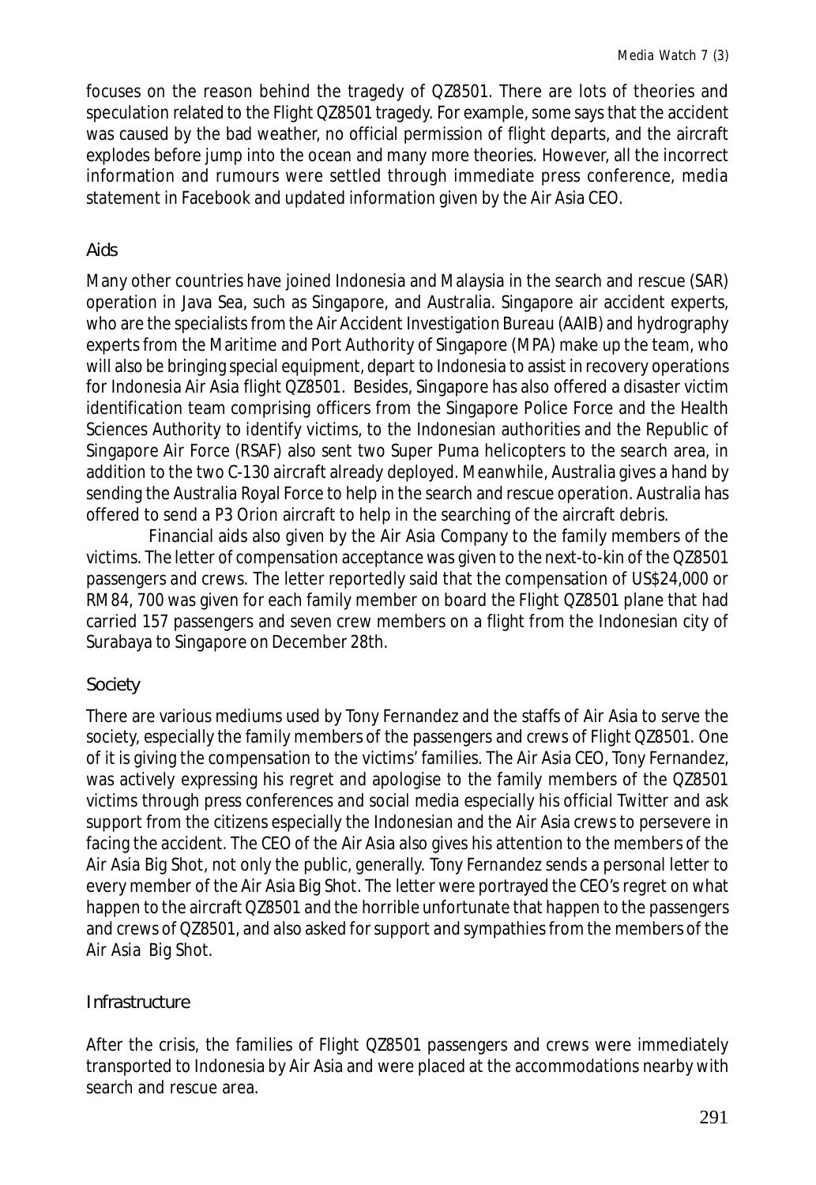focuses on the reason behind the tragedy of QZ8501. There are lots of theories and speculation related to the Flight QZ8501 tragedy. For example, some says that the accident was caused by the bad weather, no official permission of flight departs, and the aircraft explodes before jump into the ocean and many more theories. However, all the incorrect information and rumours were settled through immediate press conference, media statement in Facebook and updated information given by the Air Asia CEO.

### Aids

Many other countries have joined Indonesia and Malaysia in the search and rescue (SAR) operation in Java Sea, such as Singapore, and Australia. Singapore air accident experts, who are the specialists from the Air Accident Investigation Bureau (AAIB) and hydrography experts from the Maritime and Port Authority of Singapore (MPA) make up the team, who will also be bringing special equipment, depart to Indonesia to assist in recovery operations for Indonesia Air Asia flight QZ8501. Besides, Singapore has also offered a disaster victim identification team comprising officers from the Singapore Police Force and the Health Sciences Authority to identify victims, to the Indonesian authorities and the Republic of Singapore Air Force (RSAF) also sent two Super Puma helicopters to the search area, in addition to the two C-130 aircraft already deployed. Meanwhile, Australia gives a hand by sending the Australia Royal Force to help in the search and rescue operation. Australia has offered to send a P3 Orion aircraft to help in the searching of the aircraft debris.

Financial aids also given by the Air Asia Company to the family members of the victims. The letter of compensation acceptance was given to the next-to-kin of the QZ8501 passengers and crews. The letter reportedly said that the compensation of US$24,000 or RM84, 700 was given for each family member on board the Flight QZ8501 plane that had carried 157 passengers and seven crew members on a flight from the Indonesian city of Surabaya to Singapore on December 28th.

### Society

There are various mediums used by Tony Fernandez and the staffs of Air Asia to serve the society, especially the family members of the passengers and crews of Flight QZ8501. One of it is giving the compensation to the victims' families. The Air Asia CEO, Tony Fernandez, was actively expressing his regret and apologise to the family members of the QZ8501 victims through press conferences and social media especially his official Twitter and ask support from the citizens especially the Indonesian and the Air Asia crews to persevere in facing the accident. The CEO of the Air Asia also gives his attention to the members of the Air Asia Big Shot, not only the public, generally. Tony Fernandez sends a personal letter to every member of the Air Asia Big Shot. The letter were portrayed the CEO's regret on what happen to the aircraft QZ8501 and the horrible unfortunate that happen to the passengers and crews of QZ8501, and also asked for support and sympathies from the members of the Air Asia Big Shot.

### Infrastructure

After the crisis, the families of Flight QZ8501 passengers and crews were immediately transported to Indonesia by Air Asia and were placed at the accommodations nearby with search and rescue area.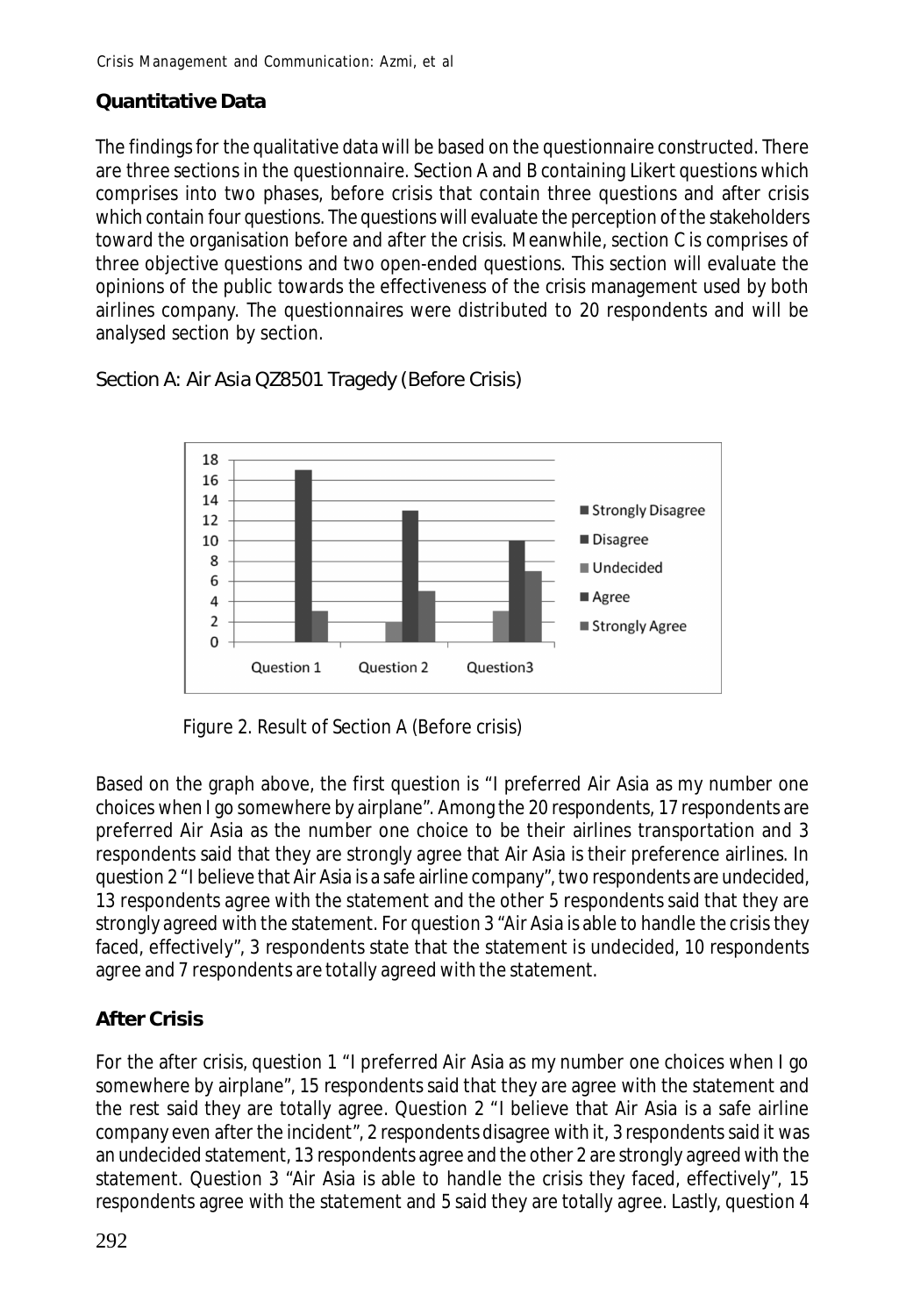## Quantitative Data

The findings for the qualitative data will be based on the questionnaire constructed. There are three sections in the questionnaire. Section A and B containing Likert questions which comprises into two phases, before crisis that contain three questions and after crisis which contain four questions. The questions will evaluate the perception of the stakeholders toward the organisation before and after the crisis. Meanwhile, section C is comprises of three objective questions and two open-ended questions. This section will evaluate the opinions of the public towards the effectiveness of the crisis management used by both airlines company. The questionnaires were distributed to 20 respondents and will be analysed section by section.

Section A: Air Asia QZ8501 Tragedy (Before Crisis)

Figure 2. Result of Section A (Before crisis)

Based on the graph above, the first question is "I preferred Air Asia as my number one choices when I go somewhere by airplane". Among the 20 respondents, 17 respondents are preferred Air Asia as the number one choice to be their airlines transportation and 3 respondents said that they are strongly agree that Air Asia is their preference airlines. In question 2 "I believe that Air Asia is a safe airline company", two respondents are undecided, 13 respondents agree with the statement and the other 5 respondents said that they are strongly agreed with the statement. For question 3 "Air Asia is able to handle the crisis they faced, effectively", 3 respondents state that the statement is undecided, 10 respondents agree and 7 respondents are totally agreed with the statement.

## After Crisis

For the after crisis, question 1 "I preferred Air Asia as my number one choices when I go somewhere by airplane", 15 respondents said that they are agree with the statement and the rest said they are totally agree. Question 2 "I believe that Air Asia is a safe airline company even after the incident", 2 respondents disagree with it, 3 respondents said it was an undecided statement, 13 respondents agree and the other 2 are strongly agreed with the statement. Question 3 "Air Asia is able to handle the crisis they faced, effectively", 15 respondents agree with the statement and 5 said they are totally agree. Lastly, question 4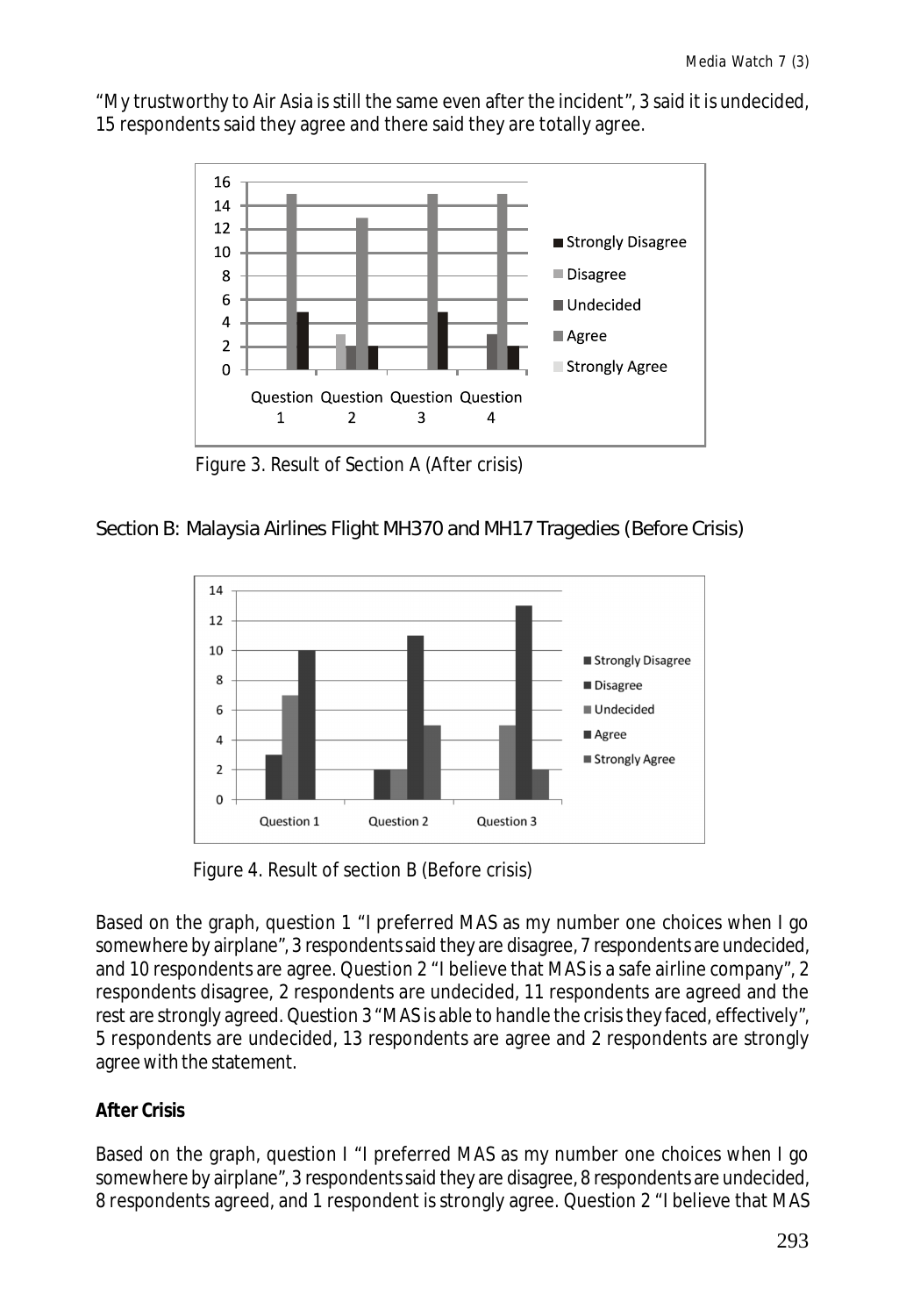"My trustworthy to Air Asia is still the same even after the incident", 3 said it is undecided, 15 respondents said they agree and there said they are totally agree.

Figure 3. Result of Section A (After crisis)

Section B: Malaysia Airlines Flight MH370 and MH17 Tragedies (Before Crisis)

Figure 4. Result of section B (Before crisis)

Based on the graph, question 1 "I preferred MAS as my number one choices when I go somewhere by airplane", 3 respondents said they are disagree, 7 respondents are undecided, and 10 respondents are agree. Question 2 "I believe that MAS is a safe airline company", 2 respondents disagree, 2 respondents are undecided, 11 respondents are agreed and the rest are strongly agreed. Question 3 "MAS is able to handle the crisis they faced, effectively", 5 respondents are undecided, 13 respondents are agree and 2 respondents are strongly agree with the statement.

**After Crisis**

Based on the graph, question I "I preferred MAS as my number one choices when I go somewhere by airplane", 3 respondents said they are disagree, 8 respondents are undecided, 8 respondents agreed, and 1 respondent is strongly agree. Question 2 "I believe that MAS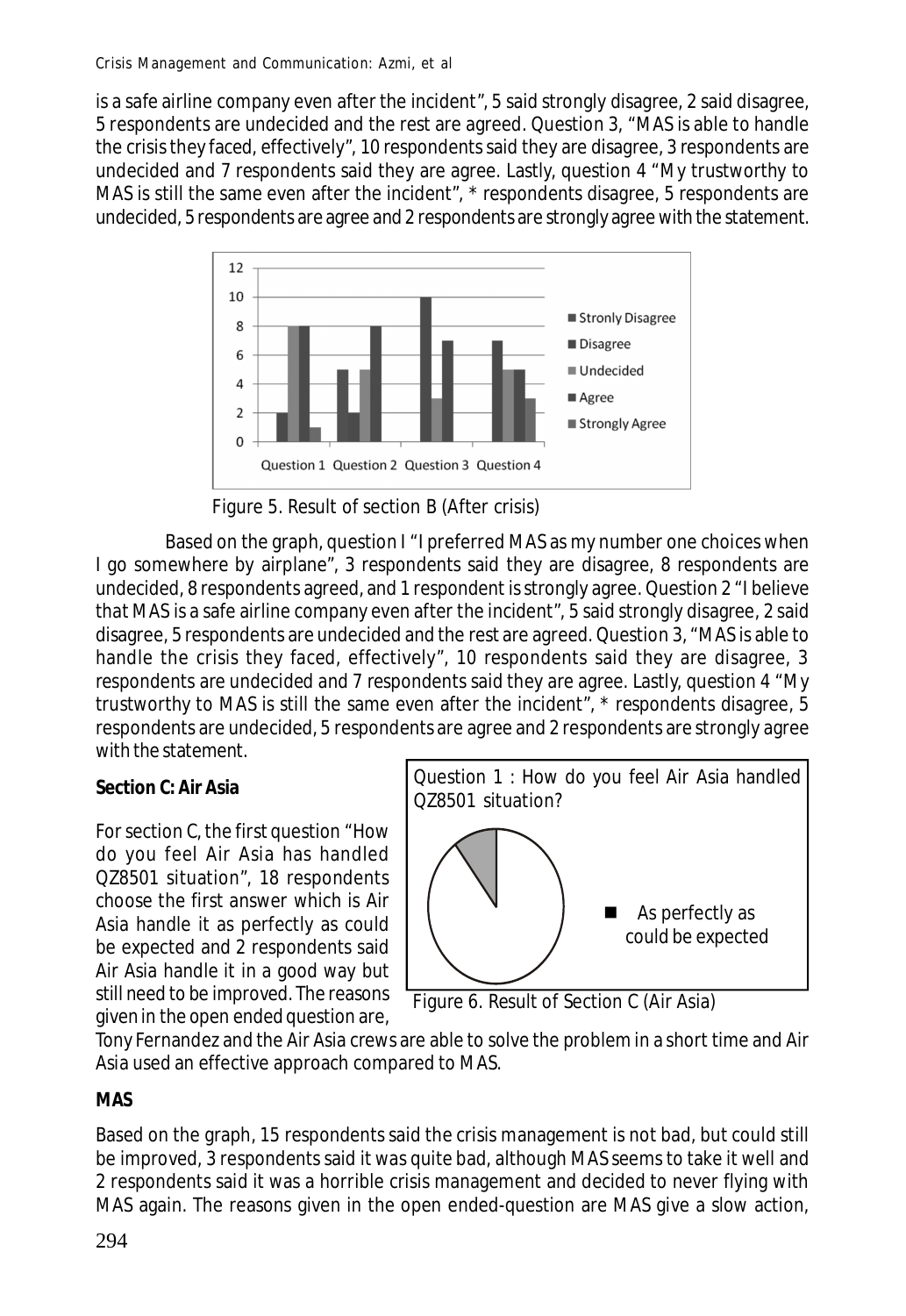is a safe airline company even after the incident", 5 said strongly disagree, 2 said disagree, 5 respondents are undecided and the rest are agreed. Question 3, "MAS is able to handle the crisis they faced, effectively", 10 respondents said they are disagree, 3 respondents are undecided and 7 respondents said they are agree. Lastly, question 4 "My trustworthy to MAS is still the same even after the incident", * respondents disagree, 5 respondents are undecided, 5 respondents are agree and 2 respondents are strongly agree with the statement.

Figure 5. Result of section B (After crisis)

Based on the graph, question I "I preferred MAS as my number one choices when I go somewhere by airplane", 3 respondents said they are disagree, 8 respondents are undecided, 8 respondents agreed, and 1 respondent is strongly agree. Question 2 "I believe that MAS is a safe airline company even after the incident", 5 said strongly disagree, 2 said disagree, 5 respondents are undecided and the rest are agreed. Question 3, "MAS is able to handle the crisis they faced, effectively", 10 respondents said they are disagree, 3 respondents are undecided and 7 respondents said they are agree. Lastly, question 4 "My trustworthy to MAS is still the same even after the incident", * respondents disagree, 5 respondents are undecided, 5 respondents are agree and 2 respondents are strongly agree with the statement.

**Section C: Air Asia**

For section C, the first question "How do you feel Air Asia has handled QZ8501 situation", 18 respondents choose the first answer which is Air Asia handle it as perfectly as could be expected and 2 respondents said Air Asia handle it in a good way but still need to be improved. The reasons given in the open ended question are, Tony Fernandez and the Air Asia crews are able to solve the problem in a short time and Air Asia used an effective approach compared to MAS.

Figure 6. Result of Section C (Air Asia)

**MAS**

Based on the graph, 15 respondents said the crisis management is not bad, but could still be improved, 3 respondents said it was quite bad, although MAS seems to take it well and 2 respondents said it was a horrible crisis management and decided to never flying with MAS again. The reasons given in the open ended-question are MAS give a slow action,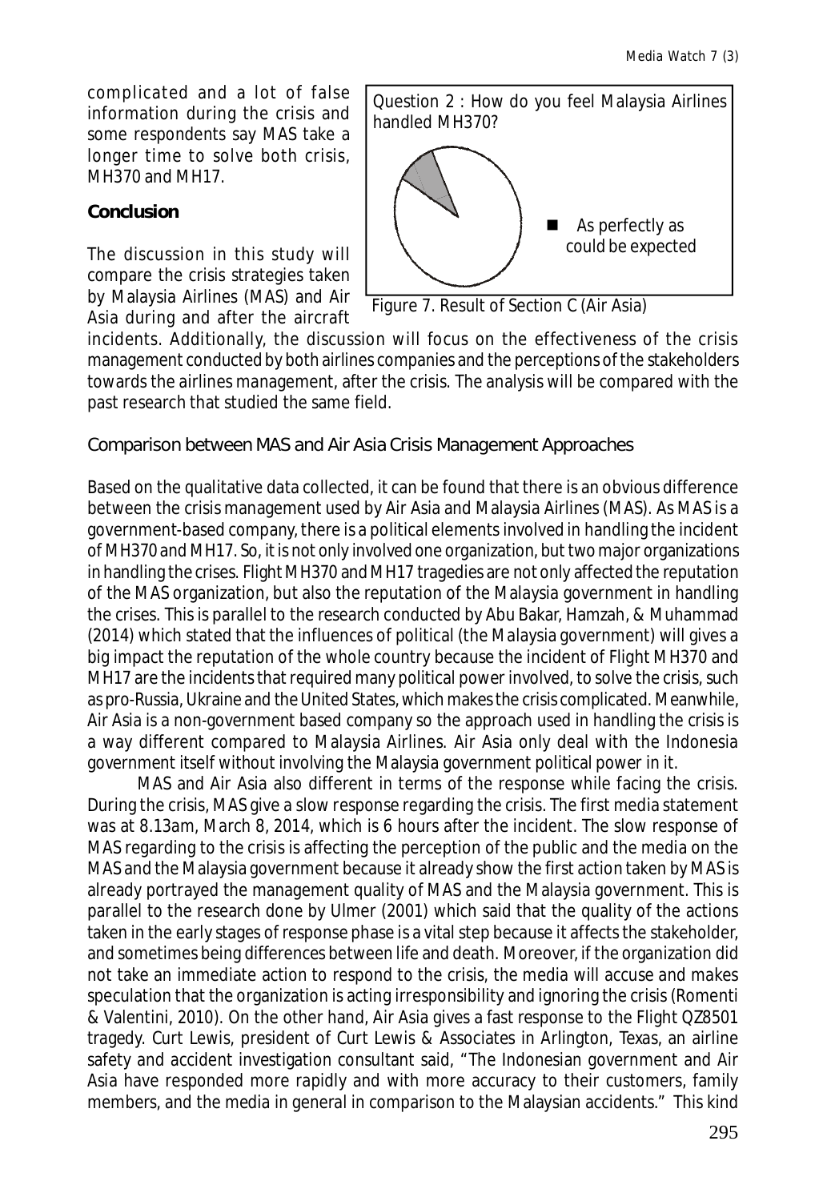complicated and a lot of false information during the crisis and some respondents say MAS take a longer time to solve both crisis, MH370 and MH17.

Question 2 : How do you feel Malaysia Airlines handled MH370?

■ As perfectly as could be expected

Figure 7. Result of Section C (Air Asia)

## Conclusion

The discussion in this study will compare the crisis strategies taken by Malaysia Airlines (MAS) and Air Asia during and after the aircraft incidents. Additionally, the discussion will focus on the effectiveness of the crisis management conducted by both airlines companies and the perceptions of the stakeholders towards the airlines management, after the crisis. The analysis will be compared with the past research that studied the same field.

### Comparison between MAS and Air Asia Crisis Management Approaches

Based on the qualitative data collected, it can be found that there is an obvious difference between the crisis management used by Air Asia and Malaysia Airlines (MAS). As MAS is a government-based company, there is a political elements involved in handling the incident of MH370 and MH17. So, it is not only involved one organization, but two major organizations in handling the crises. Flight MH370 and MH17 tragedies are not only affected the reputation of the MAS organization, but also the reputation of the Malaysia government in handling the crises. This is parallel to the research conducted by Abu Bakar, Hamzah, & Muhammad (2014) which stated that the influences of political (the Malaysia government) will gives a big impact the reputation of the whole country because the incident of Flight MH370 and MH17 are the incidents that required many political power involved, to solve the crisis, such as pro-Russia, Ukraine and the United States, which makes the crisis complicated. Meanwhile, Air Asia is a non-government based company so the approach used in handling the crisis is a way different compared to Malaysia Airlines. Air Asia only deal with the Indonesia government itself without involving the Malaysia government political power in it.

MAS and Air Asia also different in terms of the response while facing the crisis. During the crisis, MAS give a slow response regarding the crisis. The first media statement was at 8.13am, March 8, 2014, which is 6 hours after the incident. The slow response of MAS regarding to the crisis is affecting the perception of the public and the media on the MAS and the Malaysia government because it already show the first action taken by MAS is already portrayed the management quality of MAS and the Malaysia government. This is parallel to the research done by Ulmer (2001) which said that the quality of the actions taken in the early stages of response phase is a vital step because it affects the stakeholder, and sometimes being differences between life and death. Moreover, if the organization did not take an immediate action to respond to the crisis, the media will accuse and makes speculation that the organization is acting irresponsibility and ignoring the crisis (Romenti & Valentini, 2010). On the other hand, Air Asia gives a fast response to the Flight QZ8501 tragedy. Curt Lewis, president of Curt Lewis & Associates in Arlington, Texas, an airline safety and accident investigation consultant said, "The Indonesian government and Air Asia have responded more rapidly and with more accuracy to their customers, family members, and the media in general in comparison to the Malaysian accidents." This kind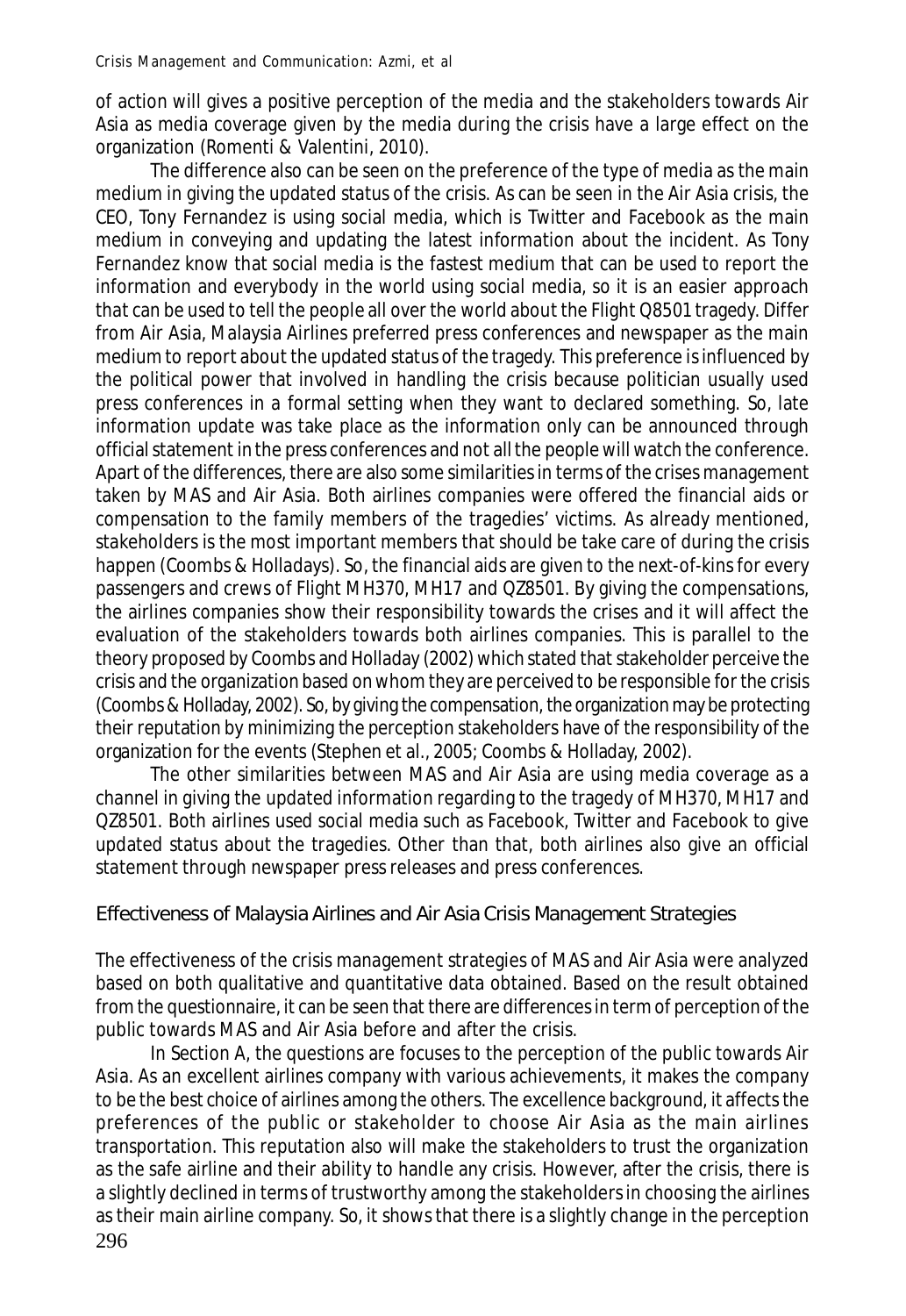of action will gives a positive perception of the media and the stakeholders towards Air Asia as media coverage given by the media during the crisis have a large effect on the organization (Romenti & Valentini, 2010).

The difference also can be seen on the preference of the type of media as the main medium in giving the updated status of the crisis. As can be seen in the Air Asia crisis, the CEO, Tony Fernandez is using social media, which is Twitter and Facebook as the main medium in conveying and updating the latest information about the incident. As Tony Fernandez know that social media is the fastest medium that can be used to report the information and everybody in the world using social media, so it is an easier approach that can be used to tell the people all over the world about the Flight Q8501 tragedy. Differ from Air Asia, Malaysia Airlines preferred press conferences and newspaper as the main medium to report about the updated status of the tragedy. This preference is influenced by the political power that involved in handling the crisis because politician usually used press conferences in a formal setting when they want to declared something. So, late information update was take place as the information only can be announced through official statement in the press conferences and not all the people will watch the conference. Apart of the differences, there are also some similarities in terms of the crises management taken by MAS and Air Asia. Both airlines companies were offered the financial aids or compensation to the family members of the tragedies' victims. As already mentioned, stakeholders is the most important members that should be take care of during the crisis happen (Coombs & Holladays). So, the financial aids are given to the next-of-kins for every passengers and crews of Flight MH370, MH17 and QZ8501. By giving the compensations, the airlines companies show their responsibility towards the crises and it will affect the evaluation of the stakeholders towards both airlines companies. This is parallel to the theory proposed by Coombs and Holladay (2002) which stated that stakeholder perceive the crisis and the organization based on whom they are perceived to be responsible for the crisis (Coombs & Holladay, 2002). So, by giving the compensation, the organization may be protecting their reputation by minimizing the perception stakeholders have of the responsibility of the organization for the events (Stephen et al., 2005; Coombs & Holladay, 2002).

The other similarities between MAS and Air Asia are using media coverage as a channel in giving the updated information regarding to the tragedy of MH370, MH17 and QZ8501. Both airlines used social media such as Facebook, Twitter and Facebook to give updated status about the tragedies. Other than that, both airlines also give an official statement through newspaper press releases and press conferences.

## Effectiveness of Malaysia Airlines and Air Asia Crisis Management Strategies

The effectiveness of the crisis management strategies of MAS and Air Asia were analyzed based on both qualitative and quantitative data obtained. Based on the result obtained from the questionnaire, it can be seen that there are differences in term of perception of the public towards MAS and Air Asia before and after the crisis.

In Section A, the questions are focuses to the perception of the public towards Air Asia. As an excellent airlines company with various achievements, it makes the company to be the best choice of airlines among the others. The excellence background, it affects the preferences of the public or stakeholder to choose Air Asia as the main airlines transportation. This reputation also will make the stakeholders to trust the organization as the safe airline and their ability to handle any crisis. However, after the crisis, there is a slightly declined in terms of trustworthy among the stakeholders in choosing the airlines as their main airline company. So, it shows that there is a slightly change in the perception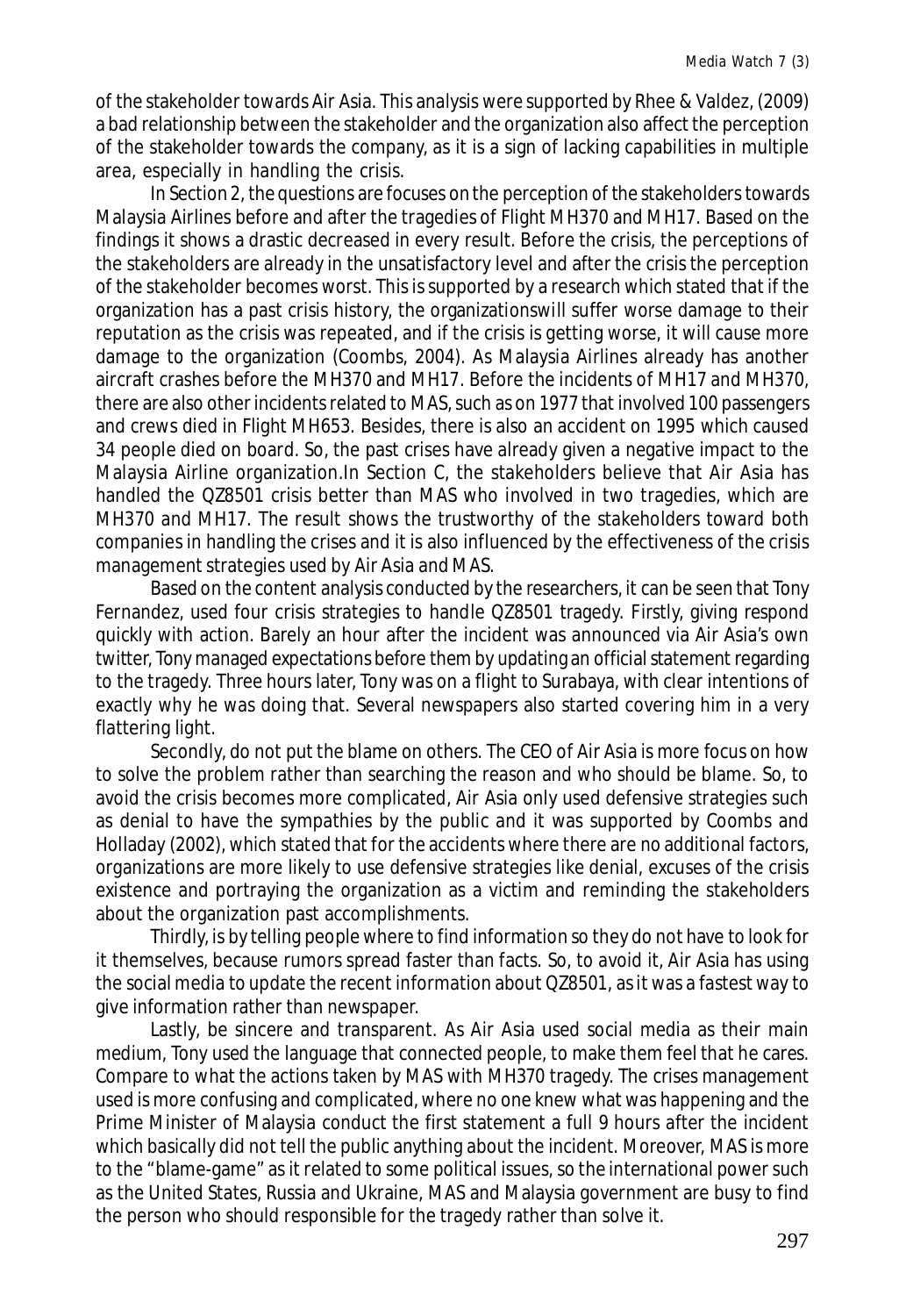of the stakeholder towards Air Asia. This analysis were supported by Rhee & Valdez, (2009) a bad relationship between the stakeholder and the organization also affect the perception of the stakeholder towards the company, as it is a sign of lacking capabilities in multiple area, especially in handling the crisis.

In Section 2, the questions are focuses on the perception of the stakeholders towards Malaysia Airlines before and after the tragedies of Flight MH370 and MH17. Based on the findings it shows a drastic decreased in every result. Before the crisis, the perceptions of the stakeholders are already in the unsatisfactory level and after the crisis the perception of the stakeholder becomes worst. This is supported by a research which stated that if the organization has a past crisis history, the organizationswill suffer worse damage to their reputation as the crisis was repeated, and if the crisis is getting worse, it will cause more damage to the organization (Coombs, 2004). As Malaysia Airlines already has another aircraft crashes before the MH370 and MH17. Before the incidents of MH17 and MH370, there are also other incidents related to MAS, such as on 1977 that involved 100 passengers and crews died in Flight MH653. Besides, there is also an accident on 1995 which caused 34 people died on board. So, the past crises have already given a negative impact to the Malaysia Airline organization.In Section C, the stakeholders believe that Air Asia has handled the QZ8501 crisis better than MAS who involved in two tragedies, which are MH370 and MH17. The result shows the trustworthy of the stakeholders toward both companies in handling the crises and it is also influenced by the effectiveness of the crisis management strategies used by Air Asia and MAS.

Based on the content analysis conducted by the researchers, it can be seen that Tony Fernandez, used four crisis strategies to handle QZ8501 tragedy. Firstly, giving respond quickly with action. Barely an hour after the incident was announced via Air Asia's own twitter, Tony managed expectations before them by updating an official statement regarding to the tragedy. Three hours later, Tony was on a flight to Surabaya, with clear intentions of exactly why he was doing that. Several newspapers also started covering him in a very flattering light.

Secondly, do not put the blame on others. The CEO of Air Asia is more focus on how to solve the problem rather than searching the reason and who should be blame. So, to avoid the crisis becomes more complicated, Air Asia only used defensive strategies such as denial to have the sympathies by the public and it was supported by Coombs and Holladay (2002), which stated that for the accidents where there are no additional factors, organizations are more likely to use defensive strategies like denial, excuses of the crisis existence and portraying the organization as a victim and reminding the stakeholders about the organization past accomplishments.

Thirdly, is by telling people where to find information so they do not have to look for it themselves, because rumors spread faster than facts. So, to avoid it, Air Asia has using the social media to update the recent information about QZ8501, as it was a fastest way to give information rather than newspaper.

Lastly, be sincere and transparent. As Air Asia used social media as their main medium, Tony used the language that connected people, to make them feel that he cares. Compare to what the actions taken by MAS with MH370 tragedy. The crises management used is more confusing and complicated, where no one knew what was happening and the Prime Minister of Malaysia conduct the first statement a full 9 hours after the incident which basically did not tell the public anything about the incident. Moreover, MAS is more to the "blame-game" as it related to some political issues, so the international power such as the United States, Russia and Ukraine, MAS and Malaysia government are busy to find the person who should responsible for the tragedy rather than solve it.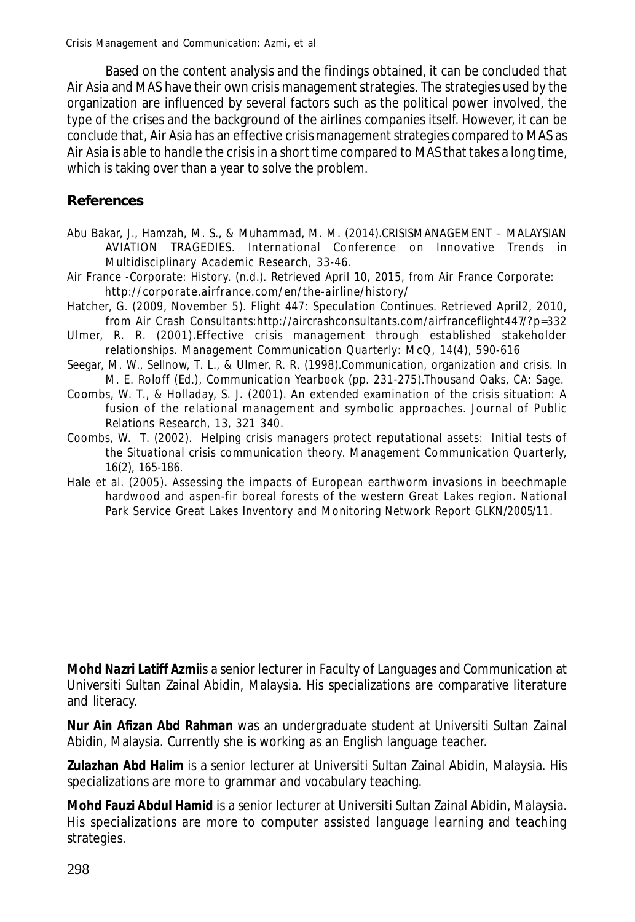Based on the content analysis and the findings obtained, it can be concluded that Air Asia and MAS have their own crisis management strategies. The strategies used by the organization are influenced by several factors such as the political power involved, the type of the crises and the background of the airlines companies itself. However, it can be conclude that, Air Asia has an effective crisis management strategies compared to MAS as Air Asia is able to handle the crisis in a short time compared to MAS that takes a long time, which is taking over than a year to solve the problem.

## References

Abu Bakar, J., Hamzah, M. S., & Muhammad, M. M. (2014).CRISISMANAGEMENT – MALAYSIAN AVIATION TRAGEDIES. International Conference on Innovative Trends in Multidisciplinary Academic Research, 33-46.

Air France -Corporate: History. (n.d.). Retrieved April 10, 2015, from Air France Corporate: http://corporate.airfrance.com/en/the-airline/history/

Hatcher, G. (2009, November 5). Flight 447: Speculation Continues. Retrieved April2, 2010, from Air Crash Consultants:http://aircrashconsultants.com/airfranceflight447/?p=332

Ulmer, R. R. (2001).Effective crisis management through established stakeholder relationships. Management Communication Quarterly: McQ, 14(4), 590-616

Seegar, M. W., Sellnow, T. L., & Ulmer, R. R. (1998).Communication, organization and crisis. In M. E. Roloff (Ed.), Communication Yearbook (pp. 231-275).Thousand Oaks, CA: Sage.

Coombs, W. T., & Holladay, S. J. (2001). An extended examination of the crisis situation: A fusion of the relational management and symbolic approaches. Journal of Public Relations Research, 13, 321 340.

Coombs, W. T. (2002). Helping crisis managers protect reputational assets: Initial tests of the Situational crisis communication theory. Management Communication Quarterly, 16(2), 165-186.

Hale et al. (2005). Assessing the impacts of European earthworm invasions in beechmaple hardwood and aspen-fir boreal forests of the western Great Lakes region. National Park Service Great Lakes Inventory and Monitoring Network Report GLKN/2005/11.

**Mohd Nazri Latiff Azmi**is a senior lecturer in Faculty of Languages and Communication at Universiti Sultan Zainal Abidin, Malaysia. His specializations are comparative literature and literacy.

**Nur Ain Afizan Abd Rahman** was an undergraduate student at Universiti Sultan Zainal Abidin, Malaysia. Currently she is working as an English language teacher.

**Zulazhan Abd Halim** is a senior lecturer at Universiti Sultan Zainal Abidin, Malaysia. His specializations are more to grammar and vocabulary teaching.

**Mohd Fauzi Abdul Hamid** is a senior lecturer at Universiti Sultan Zainal Abidin, Malaysia. His specializations are more to computer assisted language learning and teaching strategies.